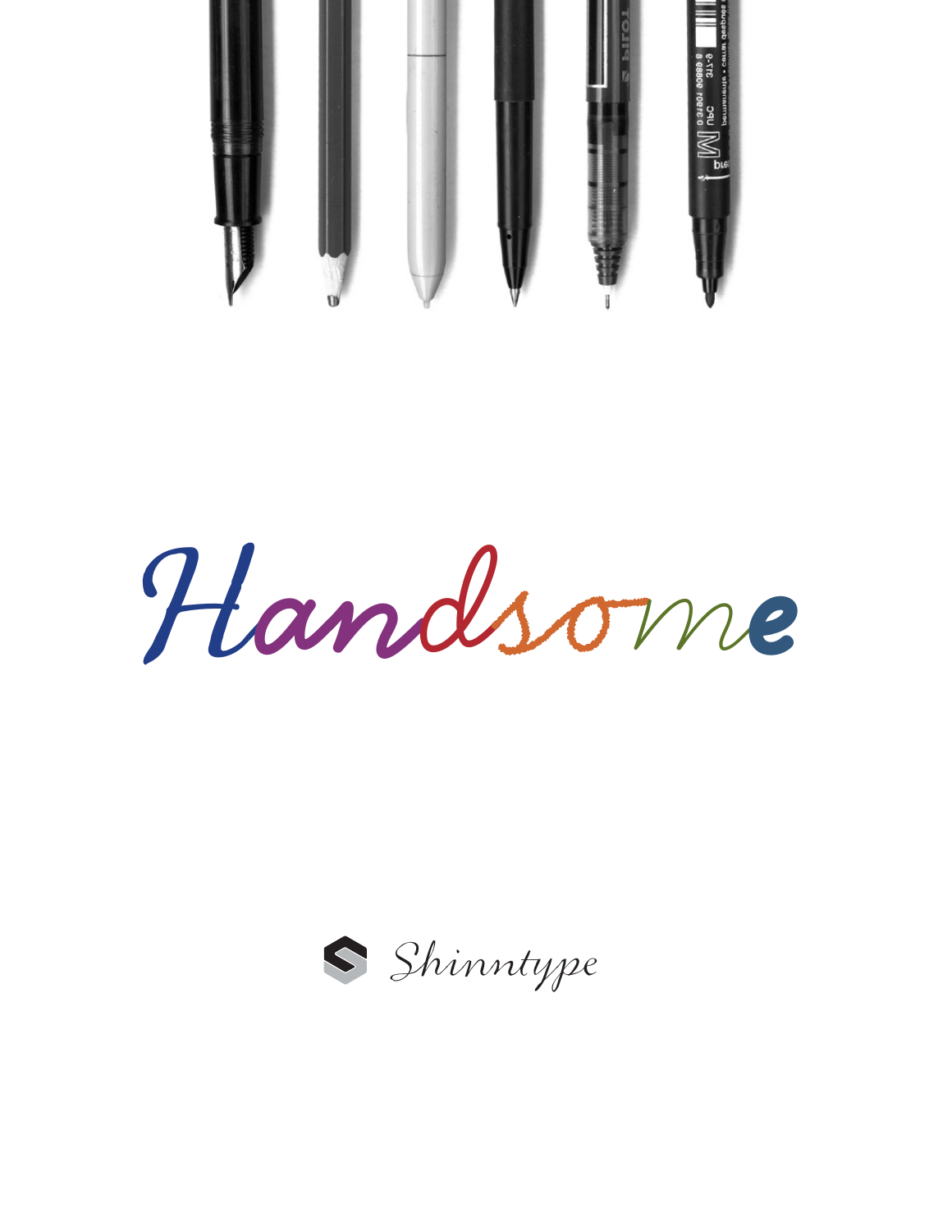# Handsome

Shinntype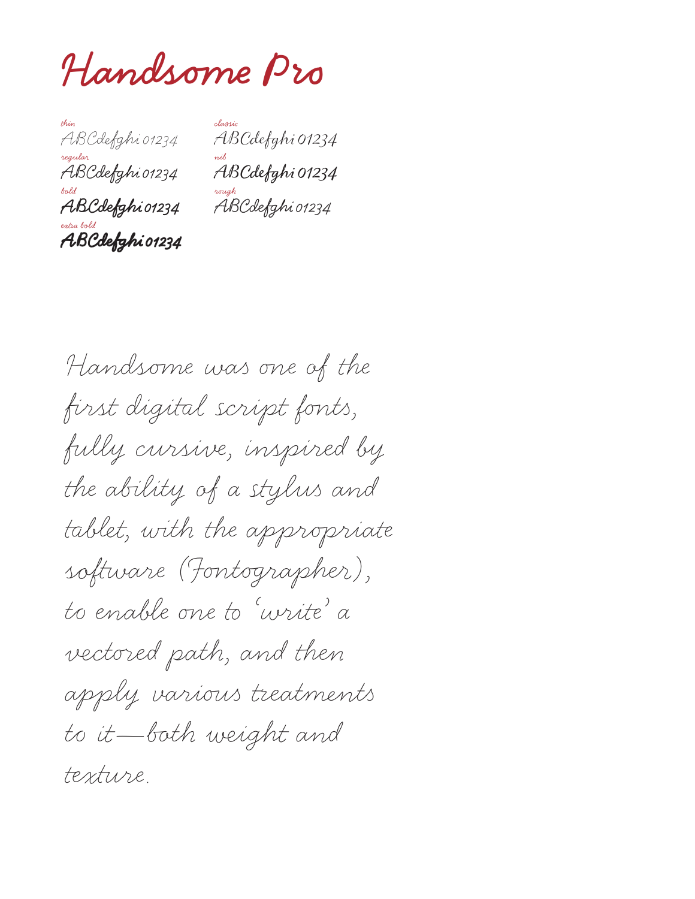# Handsome Pro

thin
ABCdefghi 01234

regular
ABCdefghi 01234

bold
ABCdefghi 01234

extra bold
ABCdefghi 01234

classic
ABCdefghi 01234

nib
ABCdefghi 01234

rough
ABCdefghi 01234

Handsome was one of the first digital script fonts, fully cursive, inspired by the ability of a stylus and tablet, with the appropriate software (Fontographer), to enable one to 'write' a vectored path, and then apply various treatments to it—both weight and texture.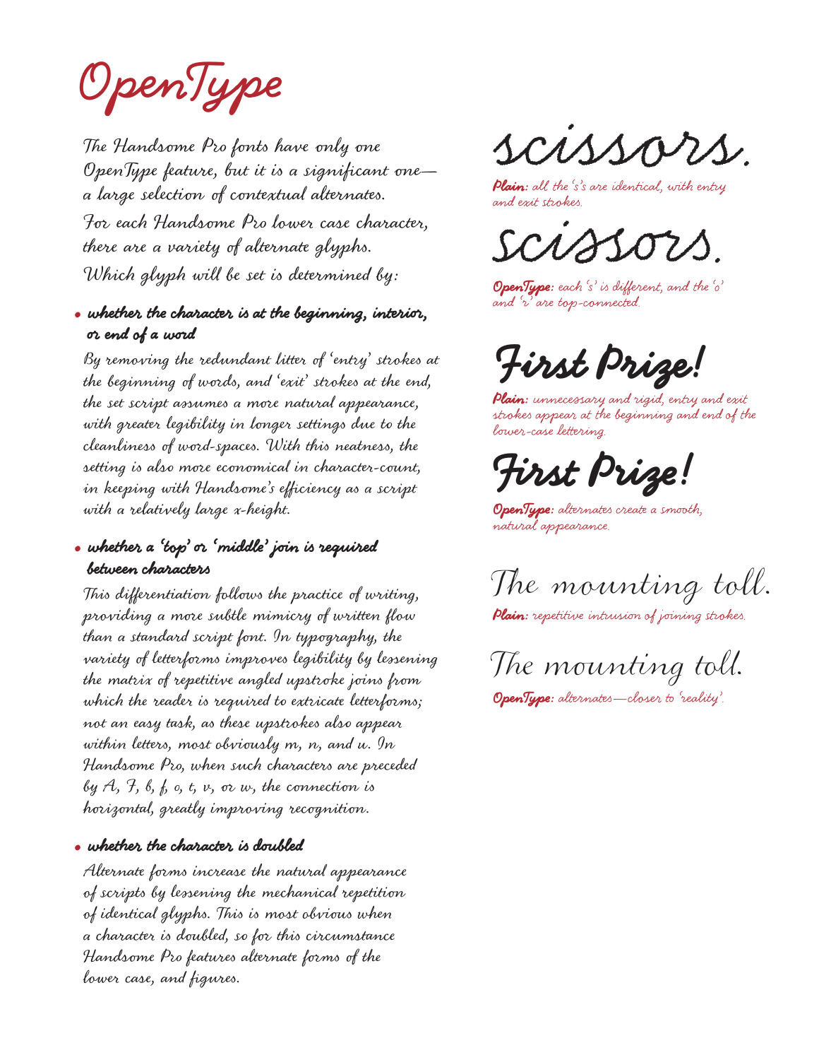# OpenType

The Handsome Pro fonts have only one OpenType feature, but it is a significant one—a large selection of contextual alternates.

For each Handsome Pro lower case character, there are a variety of alternate glyphs.

Which glyph will be set is determined by:

- **whether the character is at the beginning, interior, or end of a word**

  By removing the redundant litter of 'entry' strokes at the beginning of words, and 'exit' strokes at the end, the set script assumes a more natural appearance, with greater legibility in longer settings due to the cleanliness of word-spaces. With this neatness, the setting is also more economical in character-count, in keeping with Handsome's efficiency as a script with a relatively large x-height.

- **whether a 'top' or 'middle' join is required between characters**

  This differentiation follows the practice of writing, providing a more subtle mimicry of written flow than a standard script font. In typography, the variety of letterforms improves legibility by lessening the matrix of repetitive angled upstroke joins from which the reader is required to extricate letterforms; not an easy task, as these upstrokes also appear within letters, most obviously m, n, and u. In Handsome Pro, when such characters are preceded by A, F, b, f, o, t, v, or w, the connection is horizontal, greatly improving recognition.

- **whether the character is doubled**

  Alternate forms increase the natural appearance of scripts by lessening the mechanical repetition of identical glyphs. This is most obvious when a character is doubled, so for this circumstance Handsome Pro features alternate forms of the lower case, and figures.

scissors.

**Plain:** all the 's's are identical, with entry and exit strokes.

scissors.

**OpenType:** each 's' is different, and the 'o' and 'r' are top-connected.

First Prize!

**Plain:** unnecessary and rigid, entry and exit strokes appear at the beginning and end of the lower-case lettering.

First Prize!

**OpenType:** alternates create a smooth, natural appearance.

The mounting toll.

**Plain:** repetitive intrusion of joining strokes.

The mounting toll.

**OpenType:** alternates—closer to 'reality'.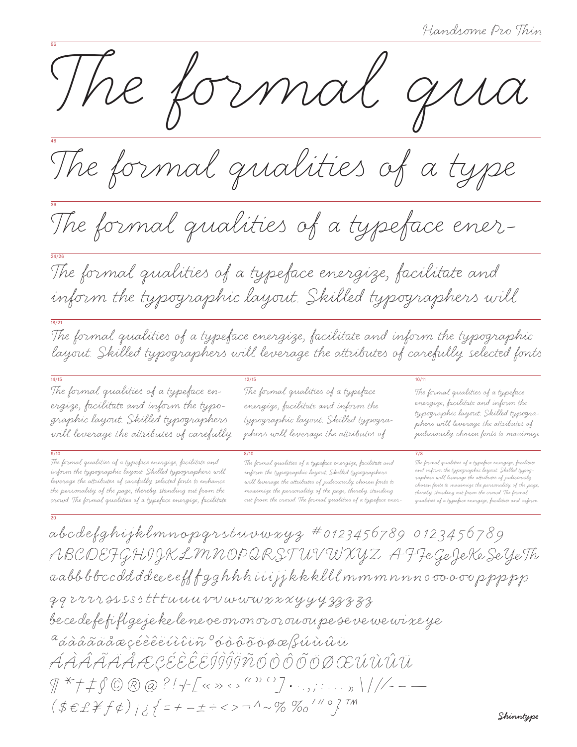Handsome Pro Thin

96

The formal qua

48

The formal qualities of a type

36

The formal qualities of a typeface ener-

24/26

The formal qualities of a typeface energize, facilitate and inform the typographic layout. Skilled typographers will

18/21

The formal qualities of a typeface energize, facilitate and inform the typographic layout. Skilled typographers will leverage the attributes of carefully selected fonts

14/15

The formal qualities of a typeface energize, facilitate and inform the typographic layout. Skilled typographers will leverage the attributes of carefully

12/15

The formal qualities of a typeface energize, facilitate and inform the typographic layout. Skilled typographers will leverage the attributes of

10/11

The formal qualities of a typeface energize, facilitate and inform the typographic layout. Skilled typographers will leverage the attributes of judiciously chosen fonts to maximize

9/10

The formal qualities of a typeface energize, facilitate and inform the typographic layout. Skilled typographers will leverage the attributes of carefully selected fonts to enhance the personality of the page, thereby standing out from the crowd. The formal qualities of a typeface energize, facilitate

8/10

The formal qualities of a typeface energize, facilitate and inform the typographic layout. Skilled typographers will leverage the attributes of judiciously chosen fonts to maximize the personality of the page, thereby standing out from the crowd. The formal qualities of a typeface ener-

7/8

The formal qualities of a typeface energize, facilitate and inform the typographic layout. Skilled typographers will leverage the attributes of judiciously chosen fonts to maximize the personality of the page, thereby standing out from the crowd. The formal qualities of a typeface energize, facilitate and inform

20

abcdefghijklmnopqrstuvwxyz #0123456789 0123456789

ABCDEFGHIJKLMNOPQRSTUVWXYZ AFFeGeJeKeSeYeTh

aabbbbccddddeeeefffgghhhiiijjkkklllmmmnnnooooooppppp

qqrrrrssssssttttuuuvvwwwxxxyyyyzzzzz

becedefefiflgejekeleneoeononororououpeseveweuwixeye

ª áàâãäåæçéèêëíìîïñ º óòôõöøœßúùûü

ÁÀÂÃÄÅÆÇÉÈÊËÍÌÎÏÑÓÒÔÕÖØŒÚÙÛÜ

¶ * † ‡ § © ® @ ? ! + [ « » ‹ › " " ' ' ] · . . , ; : . . . „ \ | / / - – —

( $ € £ ¥ ƒ ¢ ) ¡ ¿ { = + − ± ÷ < > ¬ ^ ~ % ‰ ′ ″ ° } ™

Shinntype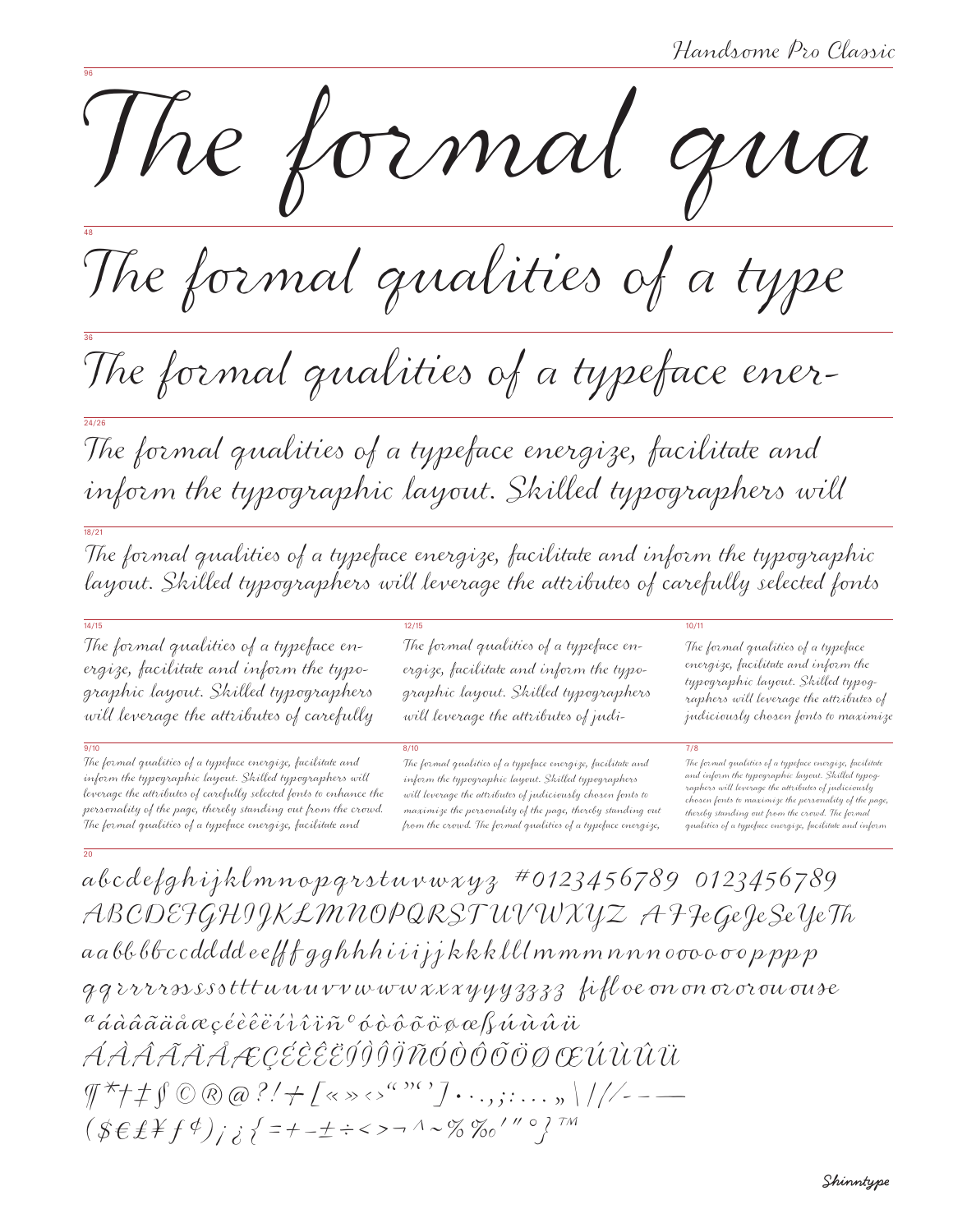Handsome Pro Classic

96

The formal qua

48

The formal qualities of a type

36

The formal qualities of a typeface ener-

24/26

The formal qualities of a typeface energize, facilitate and inform the typographic layout. Skilled typographers will

18/21

The formal qualities of a typeface energize, facilitate and inform the typographic layout. Skilled typographers will leverage the attributes of carefully selected fonts

14/15

The formal qualities of a typeface energize, facilitate and inform the typographic layout. Skilled typographers will leverage the attributes of carefully

12/15

The formal qualities of a typeface energize, facilitate and inform the typographic layout. Skilled typographers will leverage the attributes of judi-

10/11

The formal qualities of a typeface energize, facilitate and inform the typographic layout. Skilled typographers will leverage the attributes of judiciously chosen fonts to maximize

9/10

The formal qualities of a typeface energize, facilitate and inform the typographic layout. Skilled typographers will leverage the attributes of carefully selected fonts to enhance the personality of the page, thereby standing out from the crowd. The formal qualities of a typeface energize, facilitate and

8/10

The formal qualities of a typeface energize, facilitate and inform the typographic layout. Skilled typographers will leverage the attributes of judiciously chosen fonts to maximize the personality of the page, thereby standing out from the crowd. The formal qualities of a typeface energize,

7/8

The formal qualities of a typeface energize, facilitate and inform the typographic layout. Skilled typographers will leverage the attributes of judiciously chosen fonts to maximize the personality of the page, thereby standing out from the crowd. The formal qualities of a typeface energize, facilitate and inform

20

abcdefghijklmnopqrstuvwxyz #0123456789 0123456789

ABCDEFGHIJKLMNOPQRSTUVWXYZ A F Fe Ge Je Se Ye Th

aabbbbccddddeefffgghhhiiijjkkklllmmmnnnoooooopppp

qqrrrrrssssstttuuuvvwwwwxxxyyy3333 fi fl oe on on or or ou ouse

ª á à â ã ä å æ ç é è ê ë í ì î ï ñ º ó ò ô õ ö ø œ ß ú ù û ü

Á À Â Ã Ä Å Æ Ç É È Ê Ë Í Ì Î Ï Ñ Ó Ò Ô Õ Ö Ø Œ Ú Ù Û Ü

¶ * † ‡ § © ® @ ? ! ÷ [ « » ‹ › “ ” ‘ ’ ] · . , ; : … „ \ | / / - – —

( $ € £ ¥ ƒ ¢ ) ¡ ¿ { = + − ± ÷ < > ¬ ^ ~ % ‰ ′ ″ ° } ™

Shinntype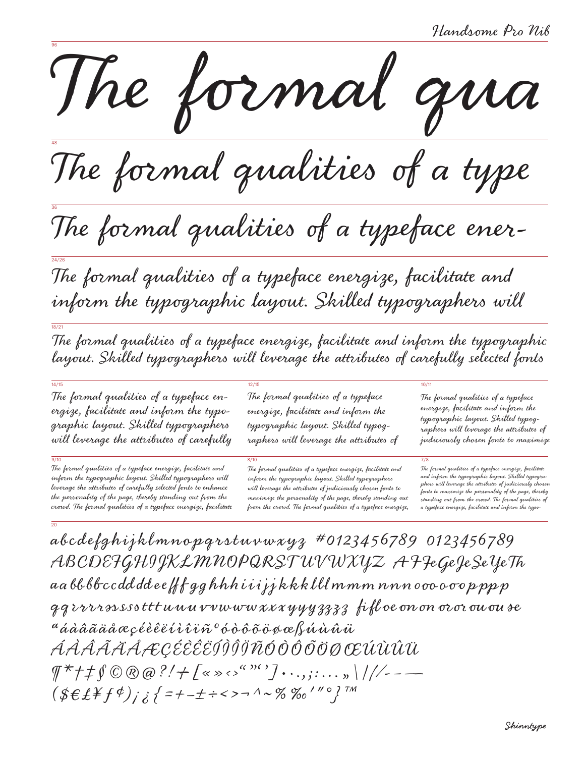# Handsome Pro Nib

96

The formal qua

48

The formal qualities of a type

36

The formal qualities of a typeface ener-

24/26

The formal qualities of a typeface energize, facilitate and inform the typographic layout. Skilled typographers will

18/21

The formal qualities of a typeface energize, facilitate and inform the typographic layout. Skilled typographers will leverage the attributes of carefully selected fonts

14/15

The formal qualities of a typeface energize, facilitate and inform the typographic layout. Skilled typographers will leverage the attributes of carefully

12/15

The formal qualities of a typeface energize, facilitate and inform the typographic layout. Skilled typographers will leverage the attributes of

10/11

The formal qualities of a typeface energize, facilitate and inform the typographic layout. Skilled typographers will leverage the attributes of judiciously chosen fonts to maximize

9/10

The formal qualities of a typeface energize, facilitate and inform the typographic layout. Skilled typographers will leverage the attributes of carefully selected fonts to enhance the personality of the page, thereby standing out from the crowd. The formal qualities of a typeface energize, facilitate

8/10

The formal qualities of a typeface energize, facilitate and inform the typographic layout. Skilled typographers will leverage the attributes of judiciously chosen fonts to maximize the personality of the page, thereby standing out from the crowd. The formal qualities of a typeface energize,

7/8

The formal qualities of a typeface energize, facilitate and inform the typographic layout. Skilled typographers will leverage the attributes of judiciously chosen fonts to maximize the personality of the page, thereby standing out from the crowd. The formal qualities of a typeface energize, facilitate and inform the typo-

20

abcdefghijklmnopqrstuvwxyz #0123456789 0123456789

ABCDEFGHIJKLMNOPQRSTUVWXYZ A F Fe Ge Je Se Ye Th

aa bb bb cc dd dd ee ff f gg hhh iii jj kkk lll mmm nnn ooo ooo pppp

qq rrrr ssss sss ttt uuu vvv www xxx yyy zzzz fi fl oe on on or or ou ou se

ª á à â ã ä å æ ç é è ê ë í ì î ï ñ º ó ò ô õ ö ø œ ß ú ù û ü

Á À Â Ã Ä Å Æ Ç É È Ê Ë Í Ì Î Ï Ñ Ó Ò Ô Õ Ö Ø Œ Ú Ù Û Ü

¶ * † ‡ § © ® @ ? ! / [ « » ‹ › “ ” ‘ ’ ] · . . , ; : . . . „ \ | / / - – —

( $ € £ ¥ ƒ ¢ ) ¡ ¿ { = + − ± ÷ < > ¬ ^ ~ % ‰ ′ ″ ° } ™

Shinntype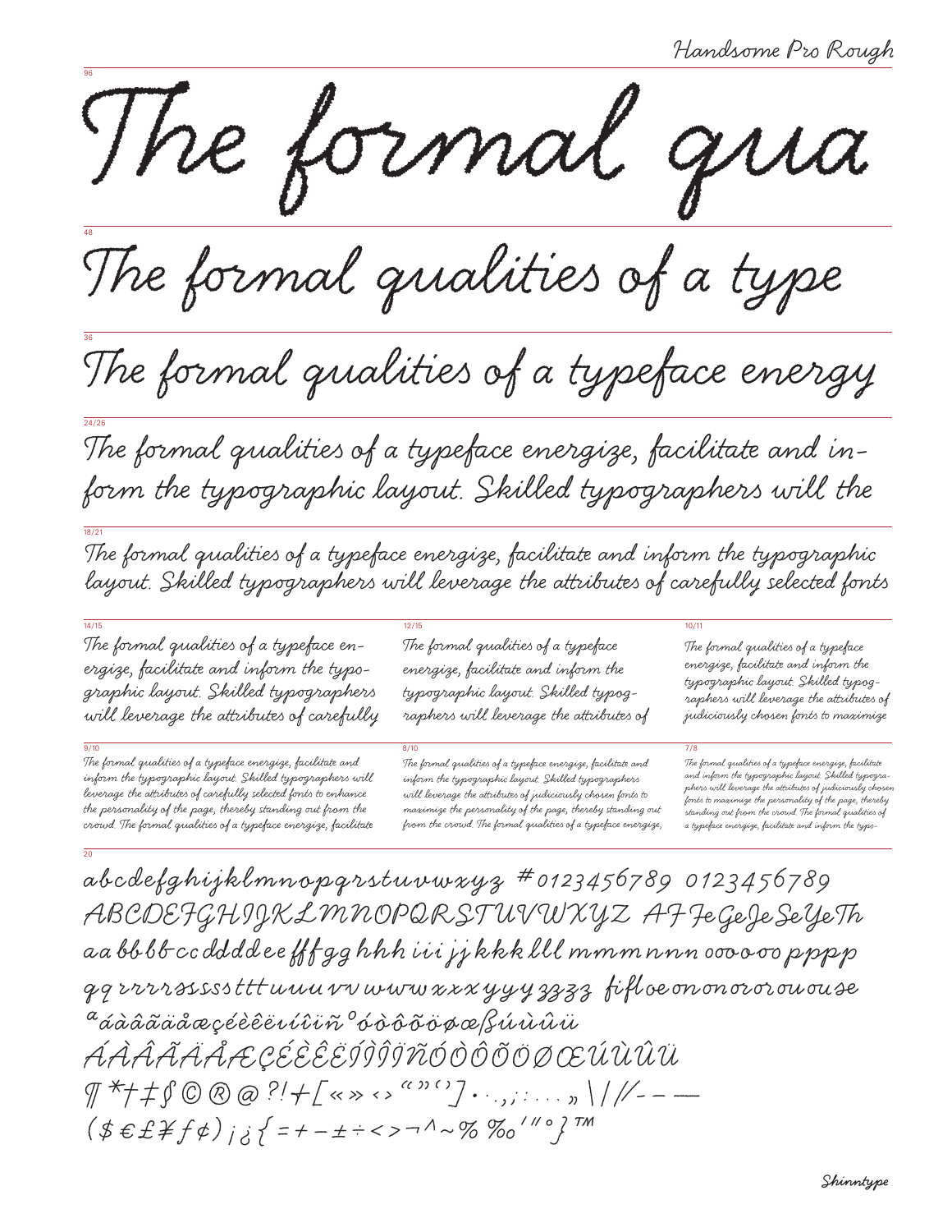Handsome Pro Rough

96

# The formal qua

48

## The formal qualities of a type

36

### The formal qualities of a typeface energy

24/26

The formal qualities of a typeface energize, facilitate and inform the typographic layout. Skilled typographers will the

18/21

The formal qualities of a typeface energize, facilitate and inform the typographic layout. Skilled typographers will leverage the attributes of carefully selected fonts

14/15

The formal qualities of a typeface energize, facilitate and inform the typographic layout. Skilled typographers will leverage the attributes of carefully

12/15

The formal qualities of a typeface energize, facilitate and inform the typographic layout. Skilled typographers will leverage the attributes of

10/11

The formal qualities of a typeface energize, facilitate and inform the typographic layout. Skilled typographers will leverage the attributes of judiciously chosen fonts to maximize

9/10

The formal qualities of a typeface energize, facilitate and inform the typographic layout. Skilled typographers will leverage the attributes of carefully selected fonts to enhance the personality of the page, thereby standing out from the crowd. The formal qualities of a typeface energize, facilitate

8/10

The formal qualities of a typeface energize, facilitate and inform the typographic layout. Skilled typographers will leverage the attributes of judiciously chosen fonts to maximize the personality of the page, thereby standing out from the crowd. The formal qualities of a typeface energize,

7/8

The formal qualities of a typeface energize, facilitate and inform the typographic layout. Skilled typographers will leverage the attributes of judiciously chosen fonts to maximize the personality of the page, thereby standing out from the crowd. The formal qualities of a typeface energize, facilitate and inform the typo-

20

abcdefghijklmnopqrstuvwxyz #0123456789 0123456789
ABCDEFGHIJKLMNOPQRSTUVWXYZ AF Fe Ge Je Se Ye Th
aa bbbb cc dddd ee fff gg hhh iii jj kkk lll mmm nnn oooooo pppp
qq rrrrr sssss ttt uuu vv www xxx yyy zzzz fi fl oe on on or or ou ou se
ª áàâãäåæçéèêëıíìîïñ º óòôõöøœßúùûü
ÁÀÂÃÄÅÆÇÉÈÊËÍÌÎÏÑÓÒÔÕÖØŒÚÙÛÜ
¶*†‡§©®@?!+[«»‹›“”‘’]·.,;:…„\|//-–—
($€£¥ƒ¢)¡¿{=+−±÷<>¬^~% ‰′″°}™

Shinntype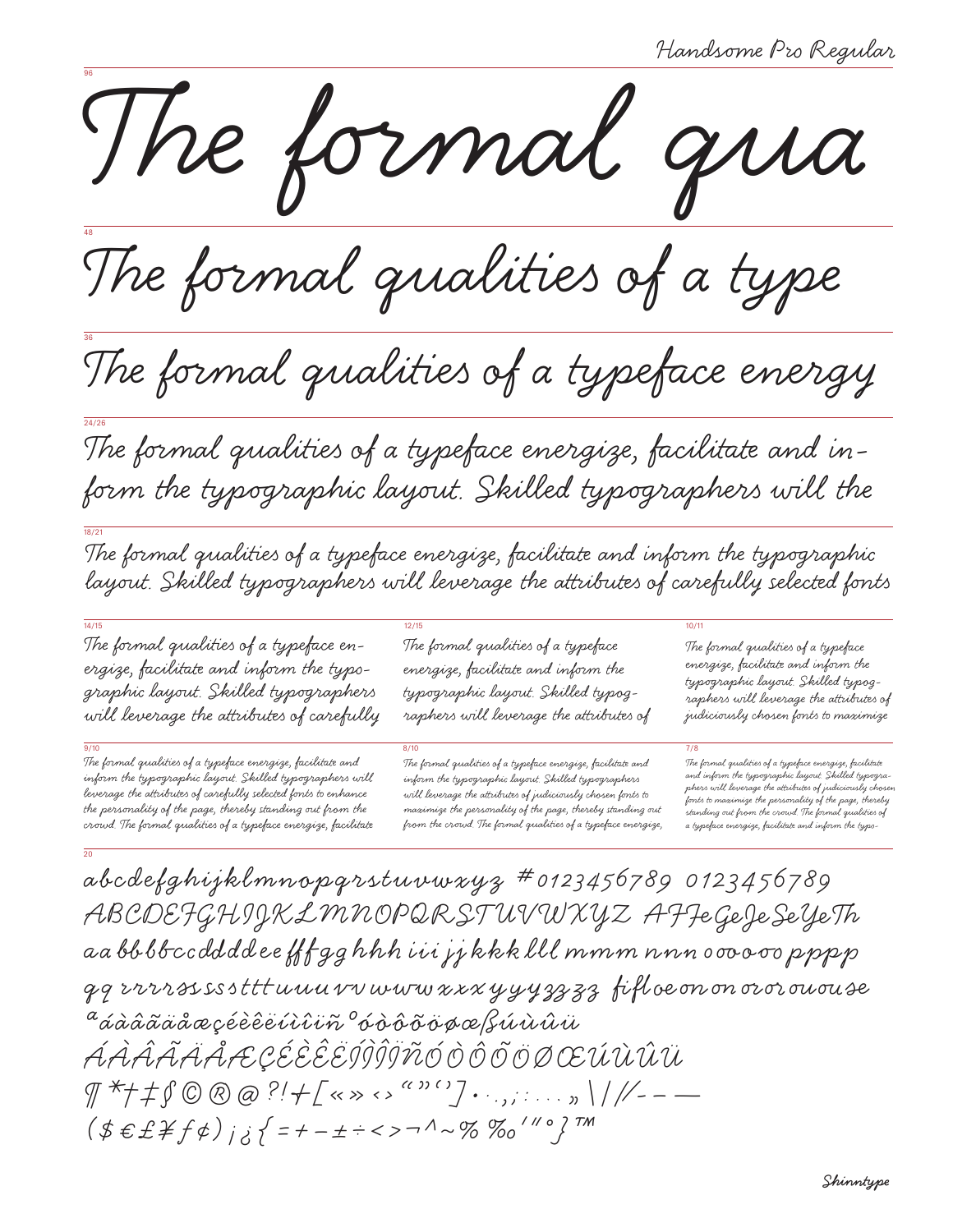Handsome Pro Regular

96

# The formal qua

48

## The formal qualities of a type

36

### The formal qualities of a typeface energy

24/26

The formal qualities of a typeface energize, facilitate and inform the typographic layout. Skilled typographers will the

18/21

The formal qualities of a typeface energize, facilitate and inform the typographic layout. Skilled typographers will leverage the attributes of carefully selected fonts

14/15

The formal qualities of a typeface energize, facilitate and inform the typographic layout. Skilled typographers will leverage the attributes of carefully

12/15

The formal qualities of a typeface energize, facilitate and inform the typographic layout. Skilled typographers will leverage the attributes of

10/11

The formal qualities of a typeface energize, facilitate and inform the typographic layout. Skilled typographers will leverage the attributes of judiciously chosen fonts to maximize

9/10

The formal qualities of a typeface energize, facilitate and inform the typographic layout. Skilled typographers will leverage the attributes of carefully selected fonts to enhance the personality of the page, thereby standing out from the crowd. The formal qualities of a typeface energize, facilitate

8/10

The formal qualities of a typeface energize, facilitate and inform the typographic layout. Skilled typographers will leverage the attributes of judiciously chosen fonts to maximize the personality of the page, thereby standing out from the crowd. The formal qualities of a typeface energize,

7/8

The formal qualities of a typeface energize, facilitate and inform the typographic layout. Skilled typographers will leverage the attributes of judiciously chosen fonts to maximize the personality of the page, thereby standing out from the crowd. The formal qualities of a typeface energize, facilitate and inform the typo-

20

abcdefghijklmnopqrstuvwxyz #0123456789 0123456789
ABCDEFGHIJKLMNOPQRSTUVWXYZ AFFeGeJeSeYeTh
aa bbbbccdddddee fffgg hhh iii jj kkk lll mmm nnn oooooo pppp
qq rrrrrssssstttuuuvvwwwwxxxyyyyzzzz fifl oe on on or or ou ou se
ªáàâãäåæçéèêëíìîïñºóòôõöøœßúùûü
ÁÀÂÃÄÅÆÇÉÈÊËÍÌÎÏÑÓÒÔÕÖØŒÚÙÛÜ
¶*†‡§©®@?!+[«»‹›“”‘’]•·.,;:…„\|/-–—
($€£¥ƒ¢)¡¿{=+−±÷<>¬^~%‰′″°}™

Shinntype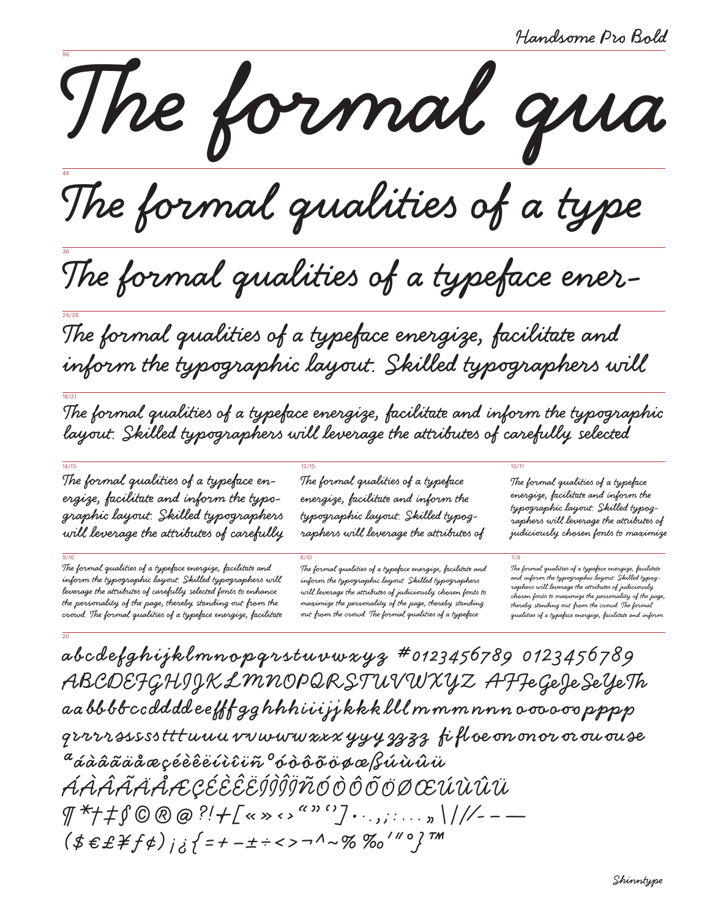Handsome Pro Bold

96

# The formal qua

48

## The formal qualities of a type

36

## The formal qualities of a typeface ener-

24/26

The formal qualities of a typeface energize, facilitate and inform the typographic layout. Skilled typographers will

18/21

The formal qualities of a typeface energize, facilitate and inform the typographic layout. Skilled typographers will leverage the attributes of carefully selected

14/15

The formal qualities of a typeface energize, facilitate and inform the typographic layout. Skilled typographers will leverage the attributes of carefully

12/15

The formal qualities of a typeface energize, facilitate and inform the typographic layout. Skilled typographers will leverage the attributes of

10/11

The formal qualities of a typeface energize, facilitate and inform the typographic layout. Skilled typographers will leverage the attributes of judiciously chosen fonts to maximize

9/10

The formal qualities of a typeface energize, facilitate and inform the typographic layout. Skilled typographers will leverage the attributes of carefully selected fonts to enhance the personality of the page, thereby standing out from the crowd. The formal qualities of a typeface energize, facilitate

8/10

The formal qualities of a typeface energize, facilitate and inform the typographic layout. Skilled typographers will leverage the attributes of judiciously chosen fonts to maximize the personality of the page, thereby standing out from the crowd. The formal qualities of a typeface

7/8

The formal qualities of a typeface energize, facilitate and inform the typographic layout. Skilled typographers will leverage the attributes of judiciously chosen fonts to maximize the personality of the page, thereby standing out from the crowd. The formal qualities of a typeface energize, facilitate and inform

20

abcdefghijklmnopqrstuvwxyz #0123456789 0123456789
ABCDEFGHIJKLMNOPQRSTUVWXYZ AFFeGeJeSeYeTh
aabbbbccddddeefffgghhhiiijjkkklllmmmnnnoooooopppp
qrrrrsssssttttuuuvvvwwwwxxxyyyzzzz fi fl oe on onor or ou ouse
ª áàâãäåæçéèêëíìîïñ º óòôõöøœßúùûü
ÁÀÂÃÄÅÆÇÉÈÊËÍÌÎÏÑÓÒÔÕÖØŒÚÙÛÜ
¶*†‡§©®@?!+[«»‹›“”‘’]·.,;:…„\|//- – —
($€£¥ƒ¢)¡¿{=+−±÷<>¬^~% ‰′″°}™

Shinntype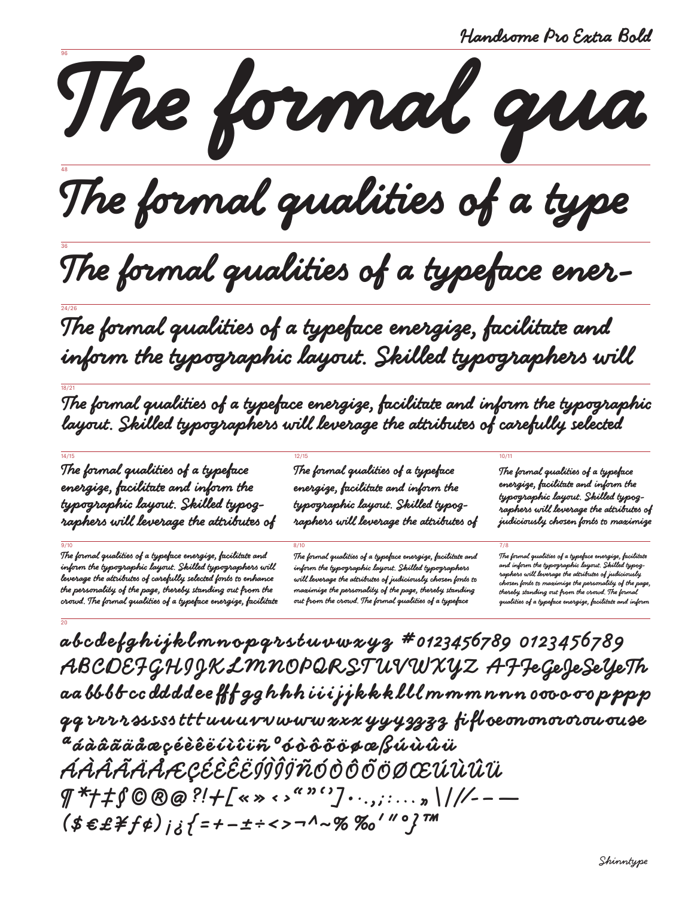# Handsome Pro Extra Bold

96

The formal qua

48

The formal qualities of a type

36

The formal qualities of a typeface ener-

24/26

The formal qualities of a typeface energize, facilitate and inform the typographic layout. Skilled typographers will

18/21

The formal qualities of a typeface energize, facilitate and inform the typographic layout. Skilled typographers will leverage the attributes of carefully selected

14/15

The formal qualities of a typeface energize, facilitate and inform the typographic layout. Skilled typographers will leverage the attributes of

12/15

The formal qualities of a typeface energize, facilitate and inform the typographic layout. Skilled typographers will leverage the attributes of

10/11

The formal qualities of a typeface energize, facilitate and inform the typographic layout. Skilled typographers will leverage the attributes of judiciously chosen fonts to maximize

9/10

The formal qualities of a typeface energize, facilitate and inform the typographic layout. Skilled typographers will leverage the attributes of carefully selected fonts to enhance the personality of the page, thereby standing out from the crowd. The formal qualities of a typeface energize, facilitate

8/10

The formal qualities of a typeface energize, facilitate and inform the typographic layout. Skilled typographers will leverage the attributes of judiciously chosen fonts to maximize the personality of the page, thereby standing out from the crowd. The formal qualities of a typeface

7/8

The formal qualities of a typeface energize, facilitate and inform the typographic layout. Skilled typographers will leverage the attributes of judiciously chosen fonts to maximize the personality of the page, thereby standing out from the crowd. The formal qualities of a typeface energize, facilitate and inform

20

abcdefghijklmnopqrstuvwxyz #0123456789 0123456789
ABCDEFGHIJKLMNOPQRSTUVWXYZ AFFeGeJeSeYeTh
aa bbbb cc dddd ee fff gg hhh iii jjj kkk lll mmm nnn ooooo pppp
qq rrrrr sssss ttt uuuu vv www xxx yyy zzz fi fl oe on on or or ou ou se
ª á à â ã ä å æ ç é è ê ë í ì î ï ñ º ó ò ô õ ö ø œ ß ú ù û ü
Á À Â Ã Ä Å Æ Ç É È Ê Ë Í Ì Î Ï Ñ Ó Ò Ô Õ Ö Ø Œ Ú Ù Û Ü
¶ * † ‡ § © ® @ ? ! + [ « » ‹ › " " ' ' ] • · . , ; : . . . „ \ | / / - – —
( $ € £ ¥ ƒ ¢ ) ¡ ¿ { = + − ± ÷ < > ¬ ^ ~ % ‰ ′ ″ ° } ™

Shinntype